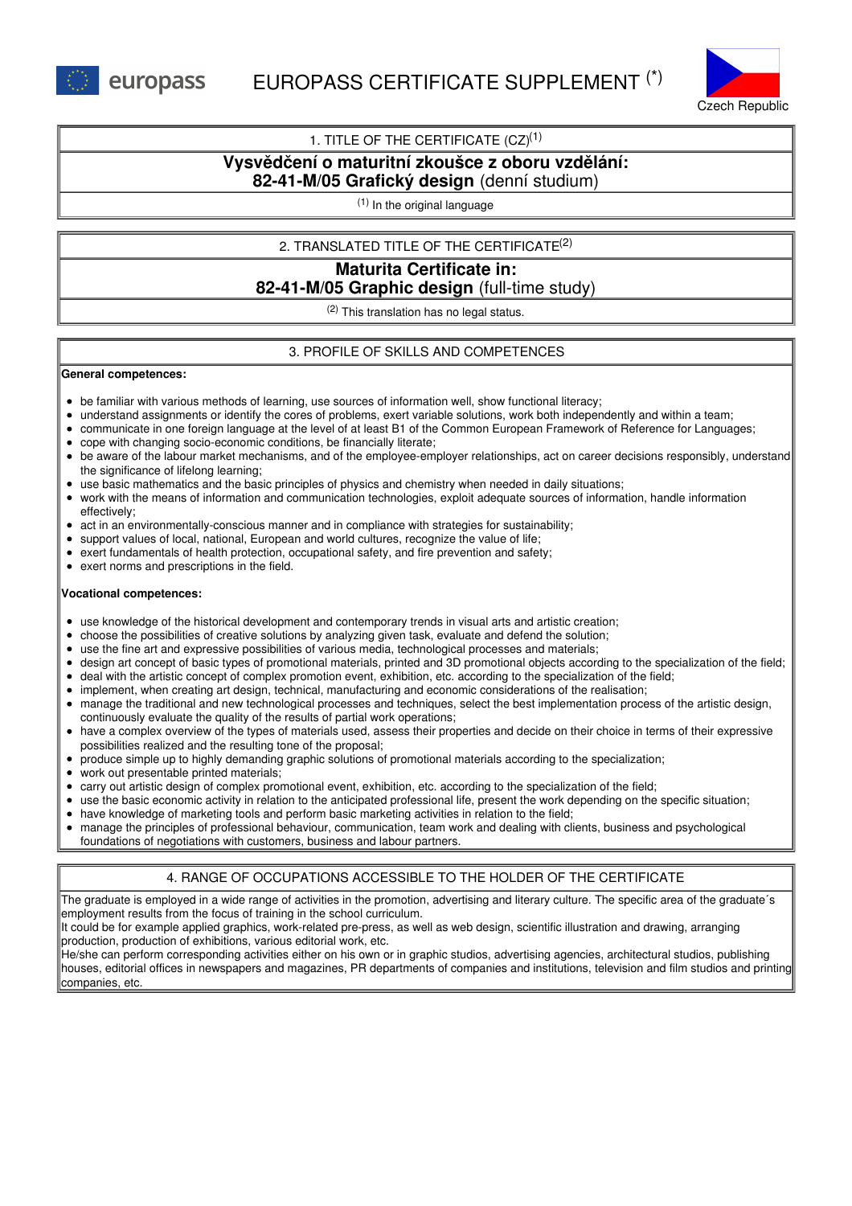europass

# EUROPASS CERTIFICATE SUPPLEMENT (*)

Czech Republic

## 1. TITLE OF THE CERTIFICATE (CZ)[1]

**Vysvědčení o maturitní zkoušce z oboru vzdělání:**
**82-41-M/05 Grafický design** (denní studium)

[1] In the original language

## 2. TRANSLATED TITLE OF THE CERTIFICATE[2]

**Maturita Certificate in:**
**82-41-M/05 Graphic design** (full-time study)

[2] This translation has no legal status.

## 3. PROFILE OF SKILLS AND COMPETENCES

**General competences:**

- be familiar with various methods of learning, use sources of information well, show functional literacy;
- understand assignments or identify the cores of problems, exert variable solutions, work both independently and within a team;
- communicate in one foreign language at the level of at least B1 of the Common European Framework of Reference for Languages;
- cope with changing socio-economic conditions, be financially literate;
- be aware of the labour market mechanisms, and of the employee-employer relationships, act on career decisions responsibly, understand the significance of lifelong learning;
- use basic mathematics and the basic principles of physics and chemistry when needed in daily situations;
- work with the means of information and communication technologies, exploit adequate sources of information, handle information effectively;
- act in an environmentally-conscious manner and in compliance with strategies for sustainability;
- support values of local, national, European and world cultures, recognize the value of life;
- exert fundamentals of health protection, occupational safety, and fire prevention and safety;
- exert norms and prescriptions in the field.

**Vocational competences:**

- use knowledge of the historical development and contemporary trends in visual arts and artistic creation;
- choose the possibilities of creative solutions by analyzing given task, evaluate and defend the solution;
- use the fine art and expressive possibilities of various media, technological processes and materials;
- design art concept of basic types of promotional materials, printed and 3D promotional objects according to the specialization of the field;
- deal with the artistic concept of complex promotion event, exhibition, etc. according to the specialization of the field;
- implement, when creating art design, technical, manufacturing and economic considerations of the realisation;
- manage the traditional and new technological processes and techniques, select the best implementation process of the artistic design, continuously evaluate the quality of the results of partial work operations;
- have a complex overview of the types of materials used, assess their properties and decide on their choice in terms of their expressive possibilities realized and the resulting tone of the proposal;
- produce simple up to highly demanding graphic solutions of promotional materials according to the specialization;
- work out presentable printed materials;
- carry out artistic design of complex promotional event, exhibition, etc. according to the specialization of the field;
- use the basic economic activity in relation to the anticipated professional life, present the work depending on the specific situation;
- have knowledge of marketing tools and perform basic marketing activities in relation to the field;
- manage the principles of professional behaviour, communication, team work and dealing with clients, business and psychological foundations of negotiations with customers, business and labour partners.

## 4. RANGE OF OCCUPATIONS ACCESSIBLE TO THE HOLDER OF THE CERTIFICATE

The graduate is employed in a wide range of activities in the promotion, advertising and literary culture. The specific area of the graduate´s employment results from the focus of training in the school curriculum.
It could be for example applied graphics, work-related pre-press, as well as web design, scientific illustration and drawing, arranging production, production of exhibitions, various editorial work, etc.
He/she can perform corresponding activities either on his own or in graphic studios, advertising agencies, architectural studios, publishing houses, editorial offices in newspapers and magazines, PR departments of companies and institutions, television and film studios and printing companies, etc.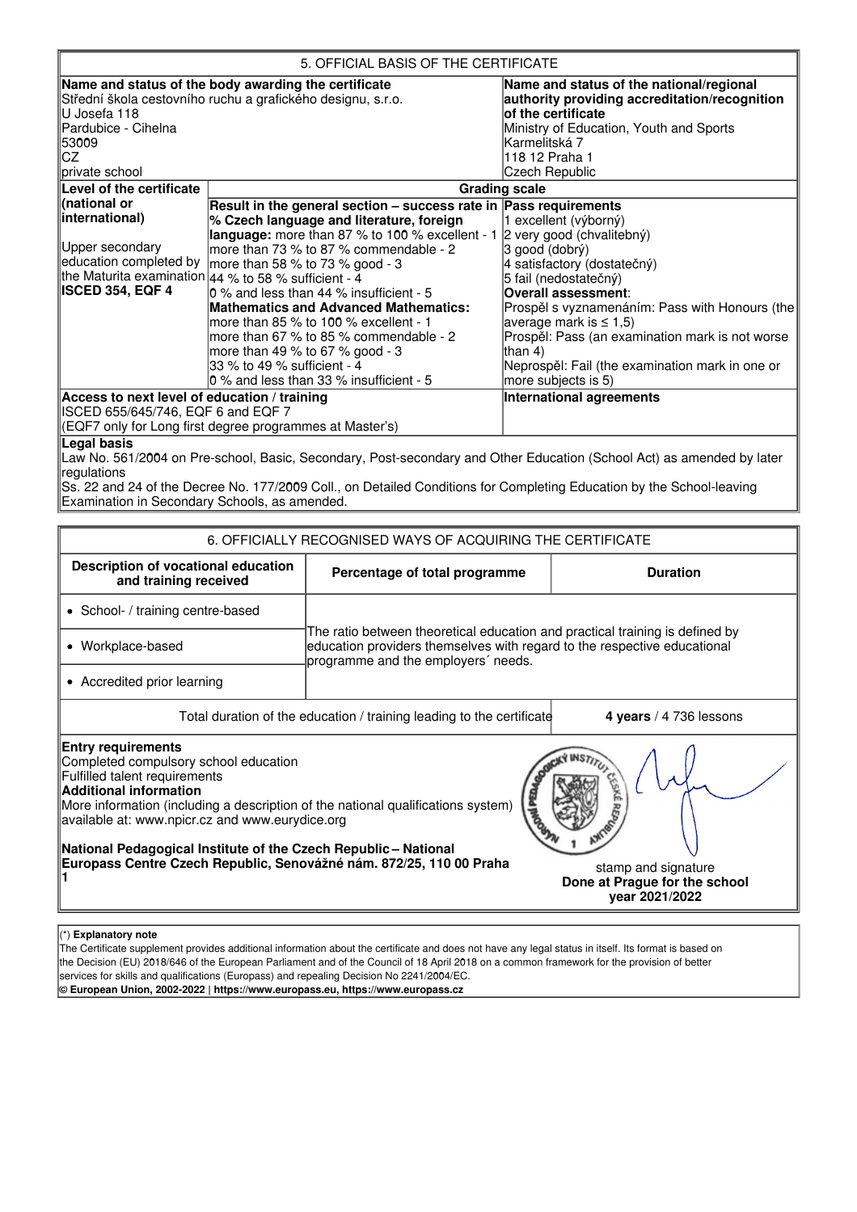## 5. OFFICIAL BASIS OF THE CERTIFICATE

| Name and status of the body awarding the certificate | Name and status of the national/regional authority providing accreditation/recognition of the certificate |
|---|---|
| Střední škola cestovního ruchu a grafického designu, s.r.o.<br>U Josefa 118<br>Pardubice - Cihelna<br>53009<br>CZ<br>private school | Ministry of Education, Youth and Sports<br>Karmelitská 7<br>118 12 Praha 1<br>Czech Republic |

| Level of the certificate (national or international) | Grading scale | |
|---|---|---|
| Upper secondary education completed by the Maturita examination<br>**ISCED 354, EQF 4** | **Result in the general section – success rate in % Czech language and literature, foreign language:** more than 87 % to 100 % excellent - 1<br>more than 73 % to 87 % commendable - 2<br>more than 58 % to 73 % good - 3<br>44 % to 58 % sufficient - 4<br>0 % and less than 44 % insufficient - 5<br>**Mathematics and Advanced Mathematics:**<br>more than 85 % to 100 % excellent - 1<br>more than 67 % to 85 % commendable - 2<br>more than 49 % to 67 % good - 3<br>33 % to 49 % sufficient - 4<br>0 % and less than 33 % insufficient - 5 | **Pass requirements**<br>1 excellent (výborný)<br>2 very good (chvalitebný)<br>3 good (dobrý)<br>4 satisfactory (dostatečný)<br>5 fail (nedostatečný)<br>**Overall assessment**:<br>Prospěl s vyznamenáním: Pass with Honours (the average mark is ≤ 1,5)<br>Prospěl: Pass (an examination mark is not worse than 4)<br>Neprospěl: Fail (the examination mark in one or more subjects is 5) |

| Access to next level of education / training | International agreements |
|---|---|
| ISCED 655/645/746, EQF 6 and EQF 7<br>(EQF7 only for Long first degree programmes at Master's) | |

**Legal basis**

Law No. 561/2004 on Pre-school, Basic, Secondary, Post-secondary and Other Education (School Act) as amended by later regulations

Ss. 22 and 24 of the Decree No. 177/2009 Coll., on Detailed Conditions for Completing Education by the School-leaving Examination in Secondary Schools, as amended.

## 6. OFFICIALLY RECOGNISED WAYS OF ACQUIRING THE CERTIFICATE

| Description of vocational education and training received | Percentage of total programme | Duration |
|---|---|---|
| • School- / training centre-based | The ratio between theoretical education and practical training is defined by education providers themselves with regard to the respective educational programme and the employers´ needs. | |
| • Workplace-based | | |
| • Accredited prior learning | | |
| Total duration of the education / training leading to the certificate | | **4 years** / 4 736 lessons |

**Entry requirements**

Completed compulsory school education

Fulfilled talent requirements

**Additional information**

More information (including a description of the national qualifications system) available at: www.npicr.cz and www.eurydice.org

**National Pedagogical Institute of the Czech Republic – National Europass Centre Czech Republic, Senovážné nám. 872/25, 110 00 Praha 1**

stamp and signature

**Done at Prague for the school year 2021/2022**

(*) **Explanatory note**

The Certificate supplement provides additional information about the certificate and does not have any legal status in itself. Its format is based on the Decision (EU) 2018/646 of the European Parliament and of the Council of 18 April 2018 on a common framework for the provision of better services for skills and qualifications (Europass) and repealing Decision No 2241/2004/EC.

**© European Union, 2002-2022 | https://www.europass.eu, https://www.europass.cz**